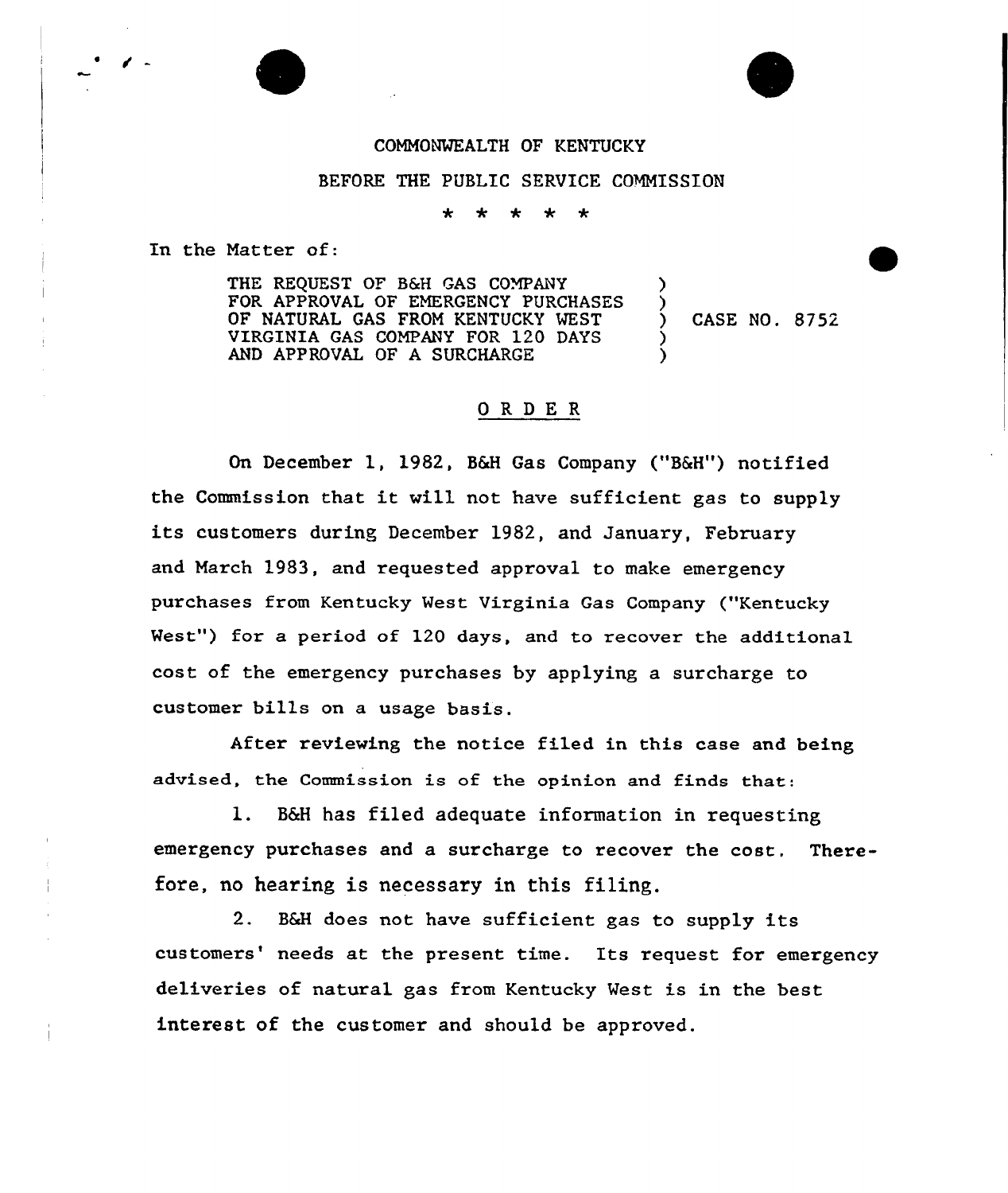COMMONWEALTH OF KENTUCKY

BEFORE THE PUBLIC SERVICE COMMISSION

\* \* \* \* \*

In the Matter of:

THE REQUEST OF B&H GAS COMPANY FOR APPROVAL OF EMERGENCY PURCHASES OF NATURAL GAS FROM KENTUCKY WEST VIRGINIA GAS COMPANY FOR 120 DAYS AND APPROVAL OF A SURCHARGE ) CASE NO. 8752

## O R D E R

On December 1, 1982, B&H Gas Company ("B&H") notified the Commission that it will not have sufficient gas to supply its customers during December 1982, and January, February and March 1983, and requested approval to make emergency purchases from Kentucky West Virginia Gas Company ("Kentucky West") for a period of 120 days, and to recover the additional cost of the emergency purchases by applying a surcharge to customer bills on a usage basis.

After reviewing the notice filed in this case and being advised, the Commission is of the opinion and finds that:

1. B&H has filed adequate information in requesting emergency purchases and a surcharge to recover the cost. Therefore, no hearing is necessary in this filing.

2. B&H does not have sufficient gas to supply its customers' needs at the present time. Its request for emergency deliveries of natural gas from Kentucky West is in the best interest of the customer and should be approved.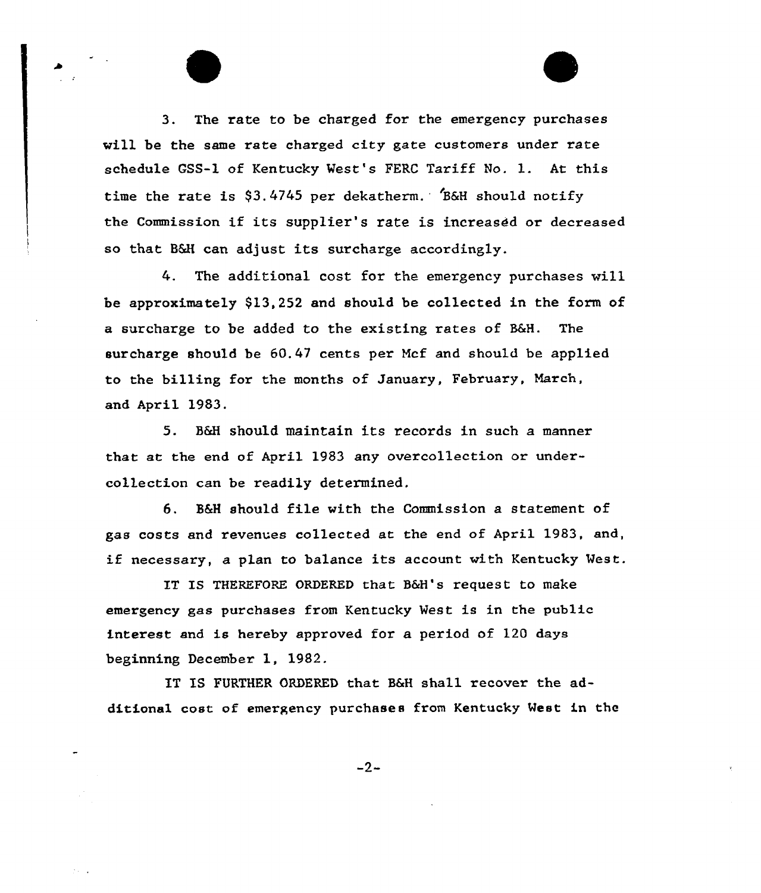3. The rate to be charged for the emergency purchases will be the same rate charged city gate customers under rate schedule GSS-1 of Kentucky West's FERC Tariff No. 1. At this time the rate is $3.4745 per dekatherm. B&H should notify the Commission if its supplier's rate is increased or decreased so that B&H can adjust its surcharge accordingly.

4. The additional cost for the emergency purchases will be approximately $13,252 and should be collected in the form of a surcharge to be added to the existing rates of B&H. The surcharge should be 60.47 cents per Mcf and should be applied to the billing for the months of January, February, March, and April 1983.

5. B&H should maintain its records in such a manner that at the end of April 1983 any overcollection or undercollection can be readily determined.

6. B&H should file with the Commission a statement of gas costs and revenues collected at the end of April 1983, and, if necessary, a plan to balance its account with Kentucky West.

IT IS THEREFORE ORDERED that B&H's request to make emergency gas purchases from Kentucky West is in the public interest and is hereby approved for a period of 120 days beginning December 1, 1982.

IT IS FURTHER ORDERED that B&H shall recover the additional cost of emergency purchases from Kentucky West in the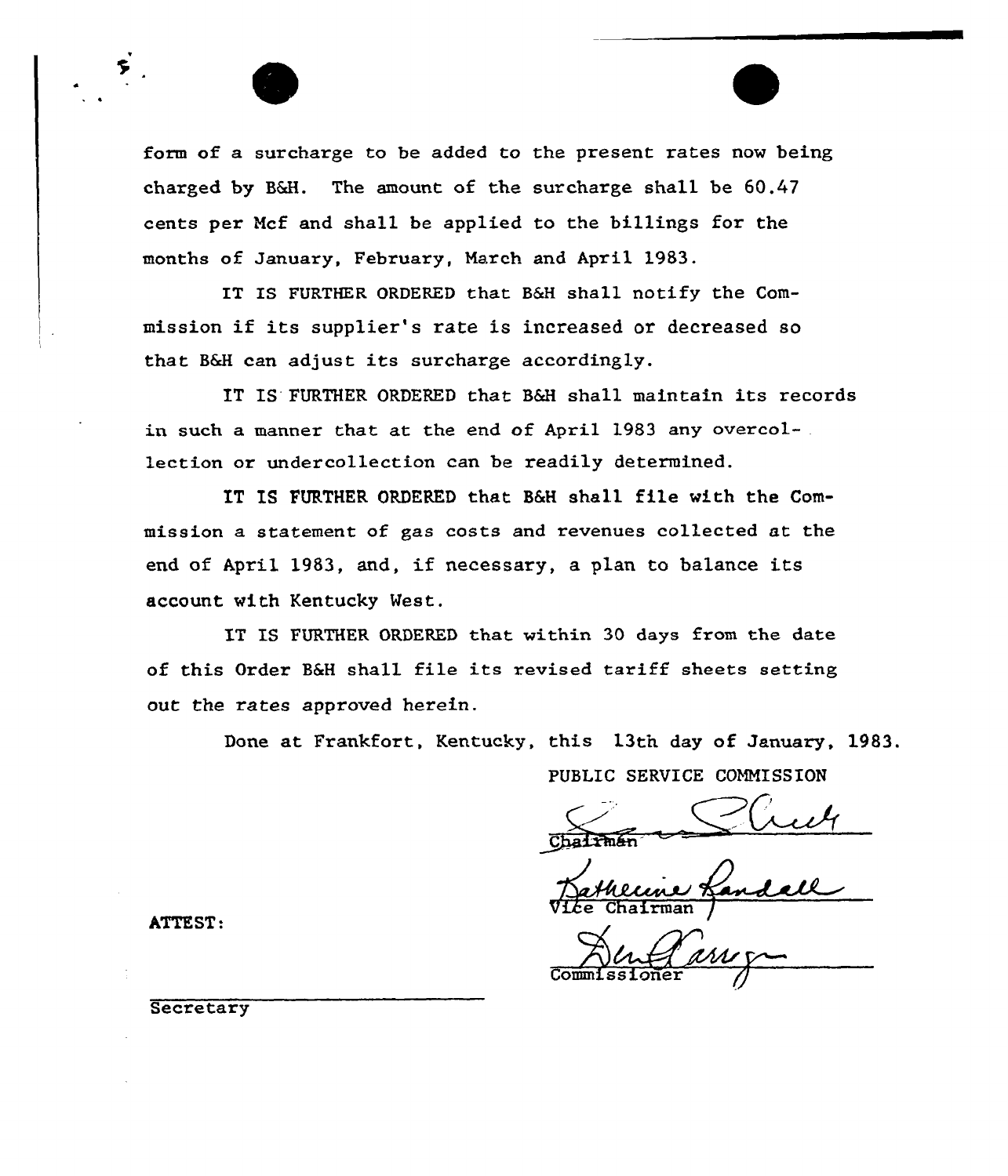form of a surcharge to be added to the present rates now being charged by B&H. The amount of the surcharge shall be 60.47 cents per Mcf and shall be applied to the billings for the months of January, February, March and April 1983.

IT IS FURTHER ORDERED that B&H shall notify the Commission if its supplier's rate is increased or decreased so that B&H can adjust its surcharge accordingly.

IT IS FURTHER ORDERED that B&H shall maintain its records in such a manner that at the end of April 1983 any overcollection or undercollection can be readily determined.

IT IS FURTHER ORDERED that B&H shall file with the Commission a statement of gas costs and revenues collected at the end of April 1983, and, if necessary, a plan to balance its account with Kentucky West.

IT IS FURTHER ORDERED that within 30 days from the date of this Order B&H shall file its revised tariff sheets setting out the rates approved herein.

Done at Frankfort, Kentucky, this 13th day of January, 1983.

PUBLIC SERVICE COMMISSION

Chairman

Katherine Randall
Vice Chairman

Commissioner

ATTEST:

Secretary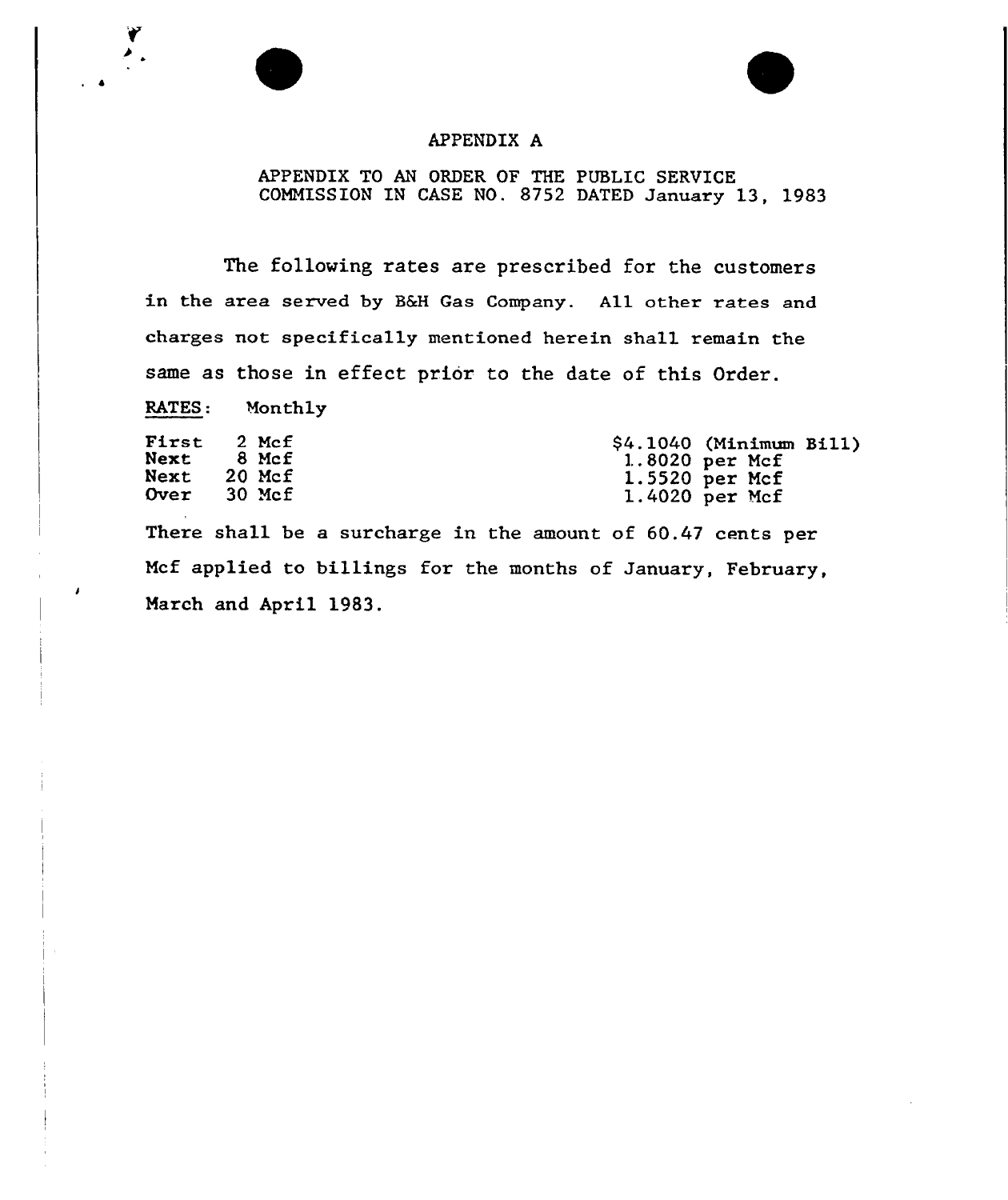# APPENDIX A

APPENDIX TO AN ORDER OF THE PUBLIC SERVICE COMMISSION IN CASE NO. 8752 DATED January 13, 1983

The following rates are prescribed for the customers in the area served by B&H Gas Company. All other rates and charges not specifically mentioned herein shall remain the same as those in effect prior to the date of this Order.

RATES: Monthly

| | | |
|---|---|---|
| First | 2 Mcf | $4.1040 (Minimum Bill) |
| Next | 8 Mcf | 1.8020 per Mcf |
| Next | 20 Mcf | 1.5520 per Mcf |
| Over | 30 Mcf | 1.4020 per Mcf |

There shall be a surcharge in the amount of 60.47 cents per Mcf applied to billings for the months of January, February, March and April 1983.